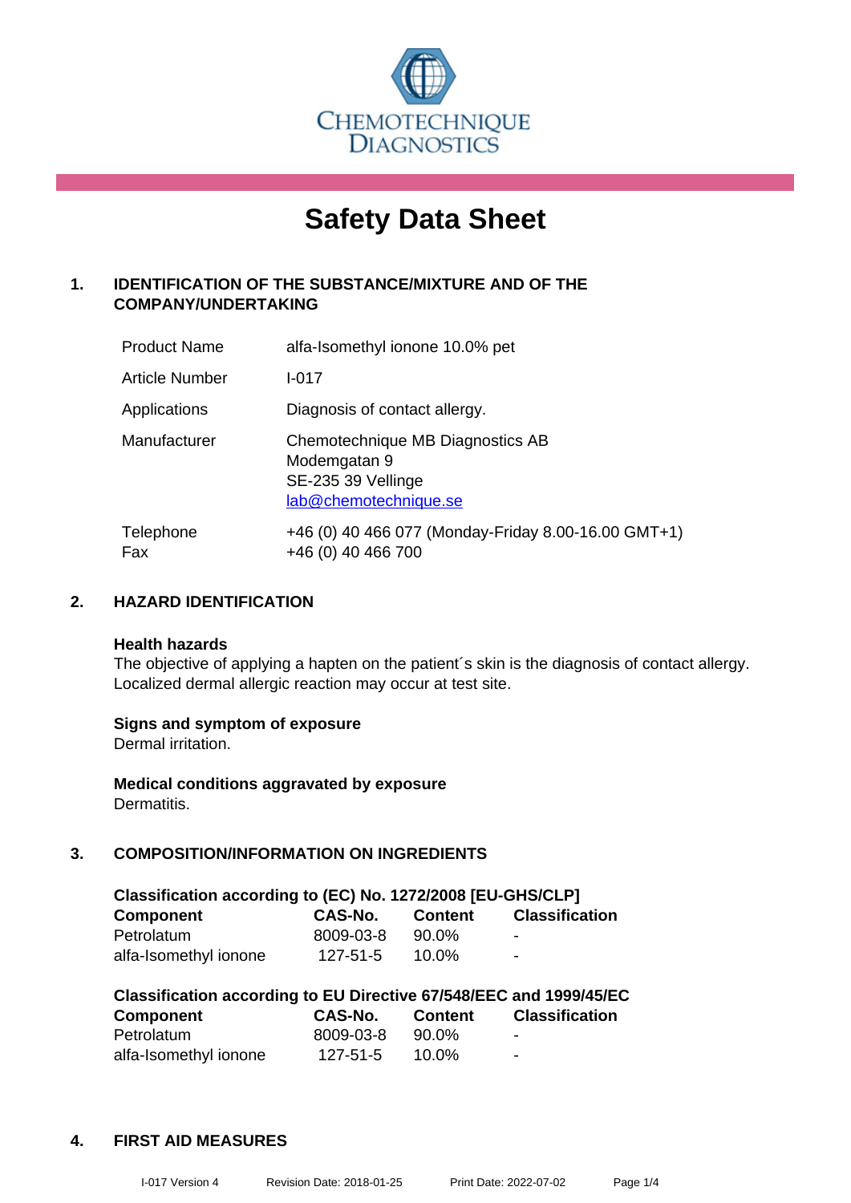CHEMOTECHNIQUE DIAGNOSTICS

# Safety Data Sheet

## 1. IDENTIFICATION OF THE SUBSTANCE/MIXTURE AND OF THE COMPANY/UNDERTAKING

| | |
|---|---|
| Product Name | alfa-Isomethyl ionone 10.0% pet |
| Article Number | I-017 |
| Applications | Diagnosis of contact allergy. |
| Manufacturer | Chemotechnique MB Diagnostics AB<br>Modemgatan 9<br>SE-235 39 Vellinge<br>lab@chemotechnique.se |
| Telephone<br>Fax | +46 (0) 40 466 077 (Monday-Friday 8.00-16.00 GMT+1)<br>+46 (0) 40 466 700 |

## 2. HAZARD IDENTIFICATION

**Health hazards**
The objective of applying a hapten on the patient´s skin is the diagnosis of contact allergy. Localized dermal allergic reaction may occur at test site.

**Signs and symptom of exposure**
Dermal irritation.

**Medical conditions aggravated by exposure**
Dermatitis.

## 3. COMPOSITION/INFORMATION ON INGREDIENTS

**Classification according to (EC) No. 1272/2008 [EU-GHS/CLP]**

| Component | CAS-No. | Content | Classification |
|---|---|---|---|
| Petrolatum | 8009-03-8 | 90.0% | - |
| alfa-Isomethyl ionone | 127-51-5 | 10.0% | - |

**Classification according to EU Directive 67/548/EEC and 1999/45/EC**

| Component | CAS-No. | Content | Classification |
|---|---|---|---|
| Petrolatum | 8009-03-8 | 90.0% | - |
| alfa-Isomethyl ionone | 127-51-5 | 10.0% | - |

## 4. FIRST AID MEASURES

I-017 Version 4 Revision Date: 2018-01-25 Print Date: 2022-07-02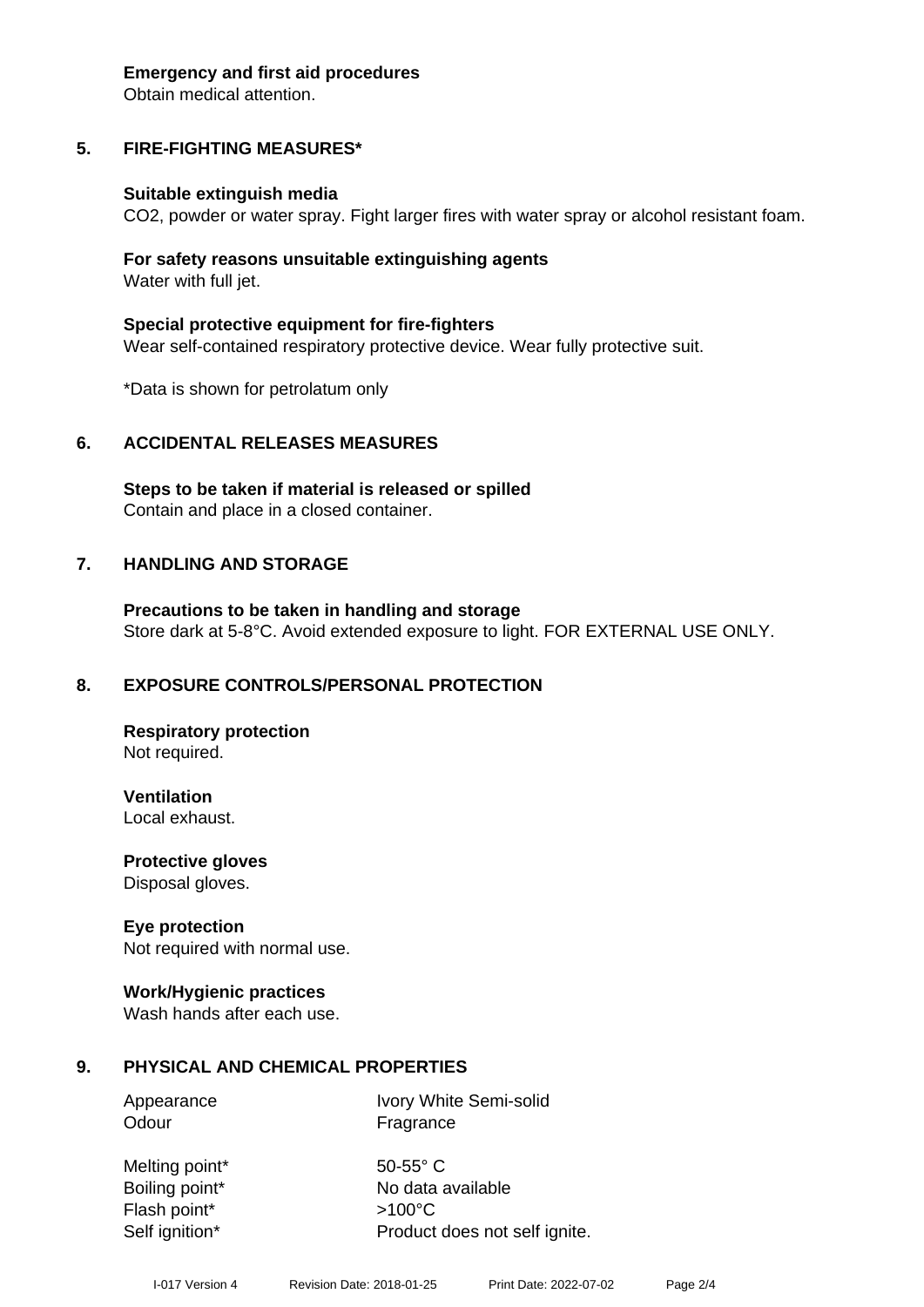**Emergency and first aid procedures**
Obtain medical attention.

## 5. FIRE-FIGHTING MEASURES*

**Suitable extinguish media**
$CO_2$, powder or water spray. Fight larger fires with water spray or alcohol resistant foam.

**For safety reasons unsuitable extinguishing agents**
Water with full jet.

**Special protective equipment for fire-fighters**
Wear self-contained respiratory protective device. Wear fully protective suit.

*Data is shown for petrolatum only

## 6. ACCIDENTAL RELEASES MEASURES

**Steps to be taken if material is released or spilled**
Contain and place in a closed container.

## 7. HANDLING AND STORAGE

**Precautions to be taken in handling and storage**
Store dark at 5-8°C. Avoid extended exposure to light. FOR EXTERNAL USE ONLY.

## 8. EXPOSURE CONTROLS/PERSONAL PROTECTION

**Respiratory protection**
Not required.

**Ventilation**
Local exhaust.

**Protective gloves**
Disposal gloves.

**Eye protection**
Not required with normal use.

**Work/Hygienic practices**
Wash hands after each use.

## 9. PHYSICAL AND CHEMICAL PROPERTIES

| | |
|---|---|
| Appearance | Ivory White Semi-solid |
| Odour | Fragrance |
| Melting point* | 50-55° C |
| Boiling point* | No data available |
| Flash point* | >100°C |
| Self ignition* | Product does not self ignite. |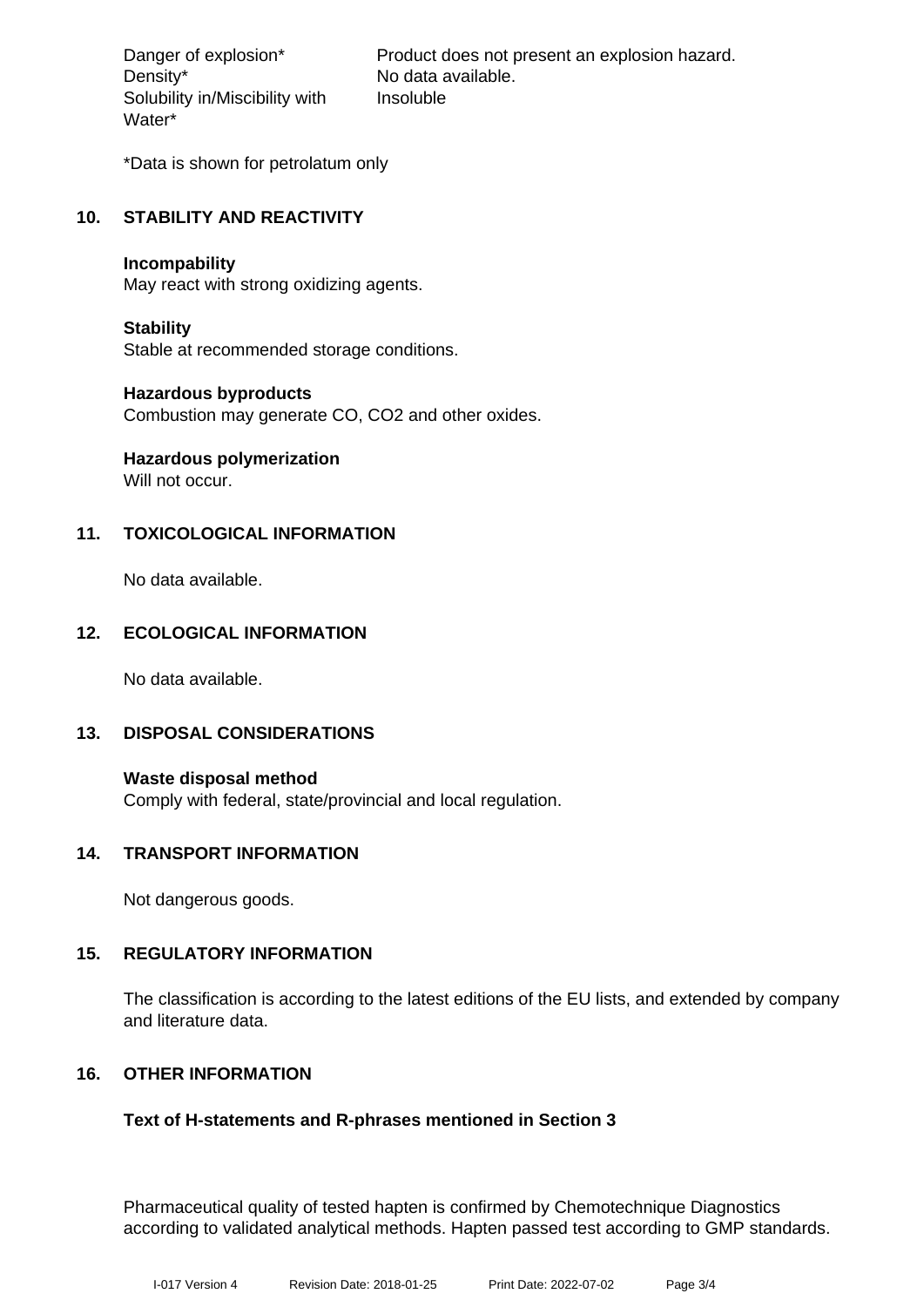| | |
|---|---|
| Danger of explosion* | Product does not present an explosion hazard. |
| Density* | No data available. |
| Solubility in/Miscibility with Water* | Insoluble |

*Data is shown for petrolatum only

## 10. STABILITY AND REACTIVITY

**Incompability**
May react with strong oxidizing agents.

**Stability**
Stable at recommended storage conditions.

**Hazardous byproducts**
Combustion may generate CO, $CO_2$ and other oxides.

**Hazardous polymerization**
Will not occur.

## 11. TOXICOLOGICAL INFORMATION

No data available.

## 12. ECOLOGICAL INFORMATION

No data available.

## 13. DISPOSAL CONSIDERATIONS

**Waste disposal method**
Comply with federal, state/provincial and local regulation.

## 14. TRANSPORT INFORMATION

Not dangerous goods.

## 15. REGULATORY INFORMATION

The classification is according to the latest editions of the EU lists, and extended by company and literature data.

## 16. OTHER INFORMATION

**Text of H-statements and R-phrases mentioned in Section 3**

Pharmaceutical quality of tested hapten is confirmed by Chemotechnique Diagnostics according to validated analytical methods. Hapten passed test according to GMP standards.

I-017 Version 4 Revision Date: 2018-01-25 Print Date: 2022-07-02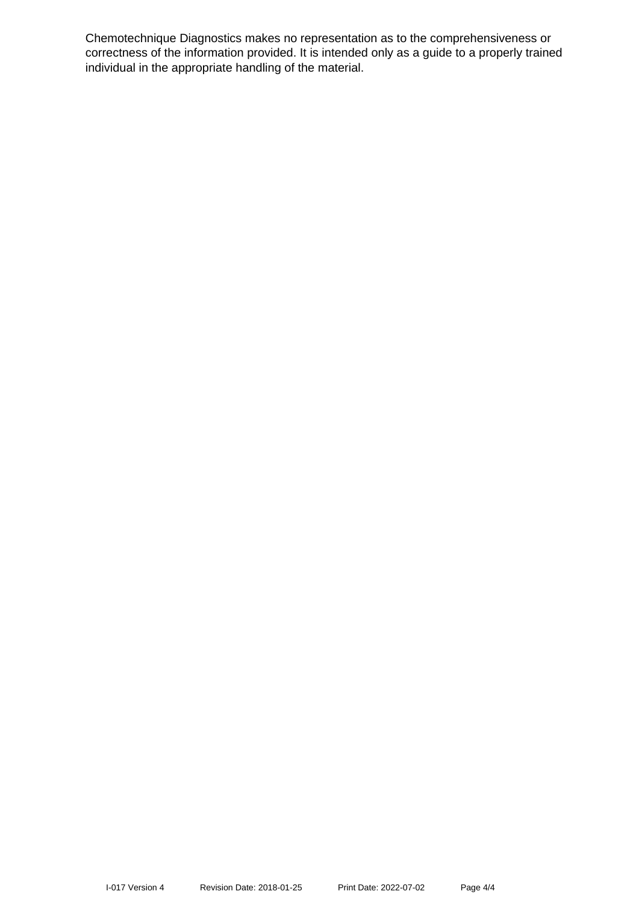Chemotechnique Diagnostics makes no representation as to the comprehensiveness or correctness of the information provided. It is intended only as a guide to a properly trained individual in the appropriate handling of the material.